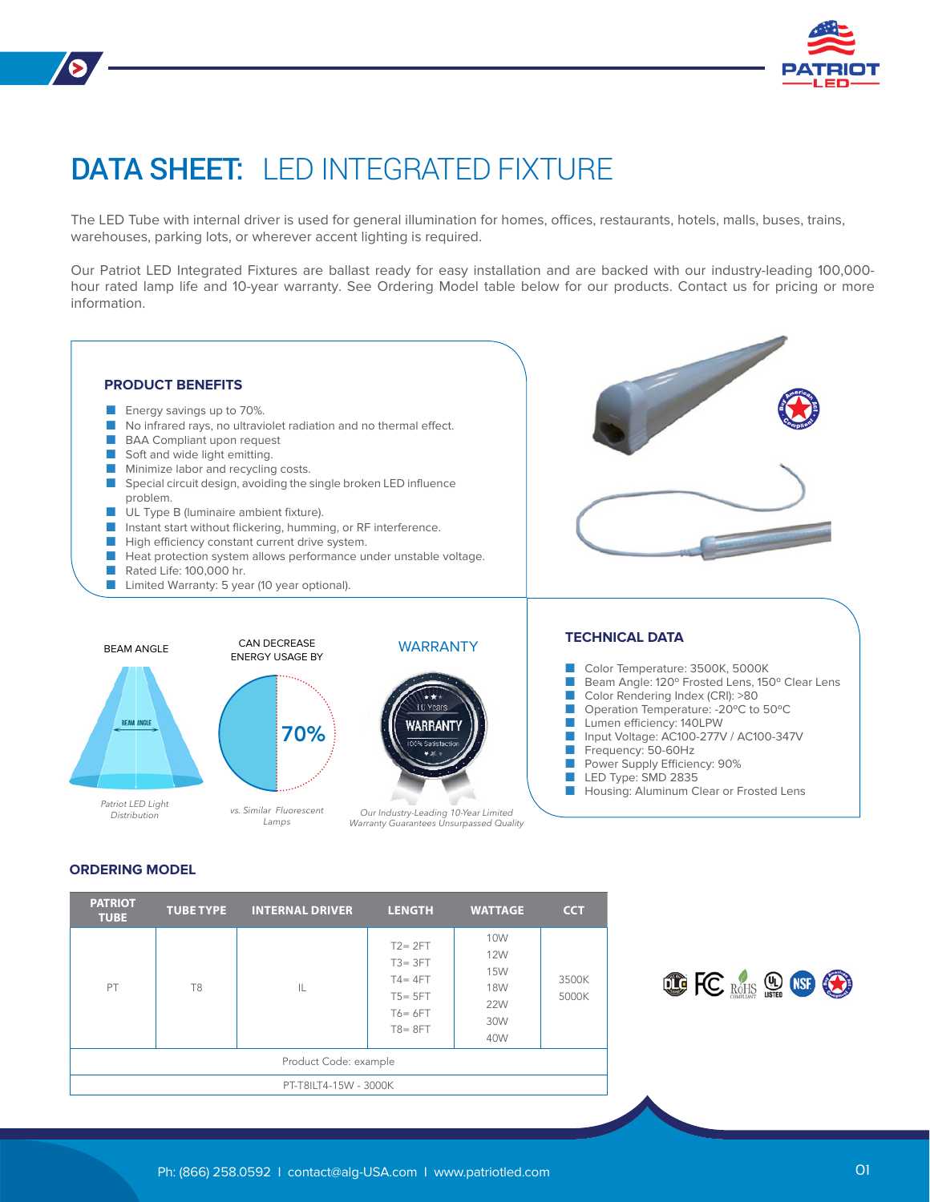# DATA SHEET: LED INTEGRATED FIXTURE

The LED Tube with internal driver is used for general illumination for homes, offices, restaurants, hotels, malls, buses, trains, warehouses, parking lots, or wherever accent lighting is required.

Our Patriot LED Integrated Fixtures are ballast ready for easy installation and are backed with our industry-leading 100,000-hour rated lamp life and 10-year warranty. See Ordering Model table below for our products. Contact us for pricing or more information.

## PRODUCT BENEFITS

- Energy savings up to 70%.
- No infrared rays, no ultraviolet radiation and no thermal effect.
- BAA Compliant upon request
- Soft and wide light emitting.
- Minimize labor and recycling costs.
- Special circuit design, avoiding the single broken LED influence problem.
- UL Type B (luminaire ambient fixture).
- Instant start without flickering, humming, or RF interference.
- High efficiency constant current drive system.
- Heat protection system allows performance under unstable voltage.
- Rated Life: 100,000 hr.
- Limited Warranty: 5 year (10 year optional).

BEAM ANGLE

*Patriot LED Light Distribution*

CAN DECREASE ENERGY USAGE BY

70%

*vs. Similar Fluorescent Lamps*

WARRANTY

*Our Industry-Leading 10-Year Limited Warranty Guarantees Unsurpassed Quality*

## TECHNICAL DATA

- Color Temperature: 3500K, 5000K
- Beam Angle: 120º Frosted Lens, 150º Clear Lens
- Color Rendering Index (CRI): >80
- Operation Temperature: -20ºC to 50ºC
- Lumen efficiency: 140LPW
- Input Voltage: AC100-277V / AC100-347V
- Frequency: 50-60Hz
- Power Supply Efficiency: 90%
- LED Type: SMD 2835
- Housing: Aluminum Clear or Frosted Lens

## ORDERING MODEL

| PATRIOT TUBE | TUBE TYPE | INTERNAL DRIVER | LENGTH | WATTAGE | CCT |
|---|---|---|---|---|---|
| PT | T8 | IL | T2= 2FT<br>T3= 3FT<br>T4= 4FT<br>T5= 5FT<br>T6= 6FT<br>T8= 8FT | 10W<br>12W<br>15W<br>18W<br>22W<br>30W<br>40W | 3500K<br>5000K |
| Product Code: example | | | | | |
| PT-T8ILT4-15W - 3000K | | | | | |

Ph: (866) 258.0592 I contact@alg-USA.com I www.patriotled.com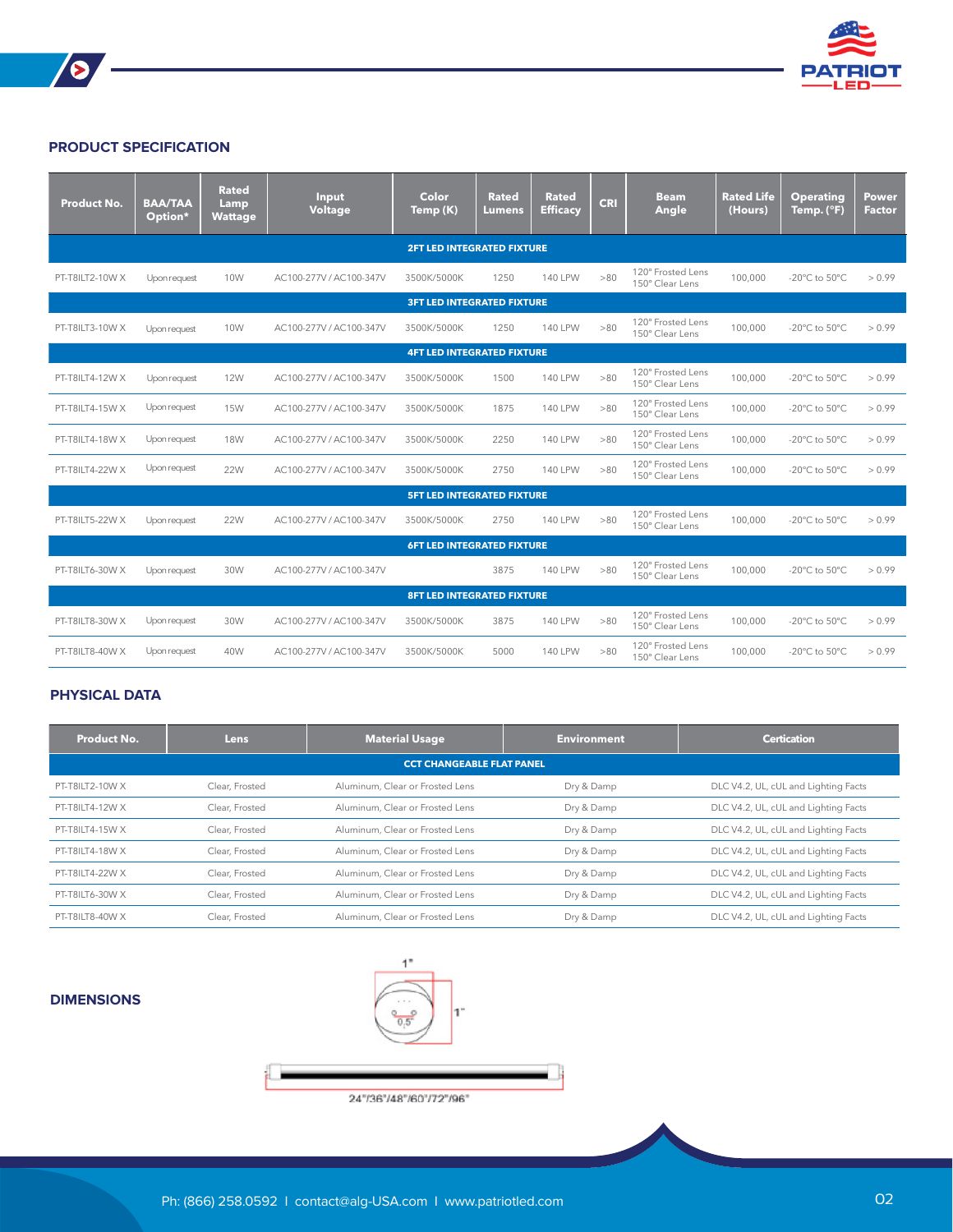## PRODUCT SPECIFICATION

| Product No. | BAA/TAA Option* | Rated Lamp Wattage | Input Voltage | Color Temp (K) | Rated Lumens | Rated Efficacy | CRI | Beam Angle | Rated Life (Hours) | Operating Temp. (°F) | Power Factor |
|---|---|---|---|---|---|---|---|---|---|---|---|
| **2FT LED INTEGRATED FIXTURE** | | | | | | | | | | | |
| PT-T8ILT2-10W X | Upon request | 10W | AC100-277V / AC100-347V | 3500K/5000K | 1250 | 140 LPW | >80 | 120° Frosted Lens 150° Clear Lens | 100,000 | -20°C to 50°C | > 0.99 |
| **3FT LED INTEGRATED FIXTURE** | | | | | | | | | | | |
| PT-T8ILT3-10W X | Upon request | 10W | AC100-277V / AC100-347V | 3500K/5000K | 1250 | 140 LPW | >80 | 120° Frosted Lens 150° Clear Lens | 100,000 | -20°C to 50°C | > 0.99 |
| **4FT LED INTEGRATED FIXTURE** | | | | | | | | | | | |
| PT-T8ILT4-12W X | Upon request | 12W | AC100-277V / AC100-347V | 3500K/5000K | 1500 | 140 LPW | >80 | 120° Frosted Lens 150° Clear Lens | 100,000 | -20°C to 50°C | > 0.99 |
| PT-T8ILT4-15W X | Upon request | 15W | AC100-277V / AC100-347V | 3500K/5000K | 1875 | 140 LPW | >80 | 120° Frosted Lens 150° Clear Lens | 100,000 | -20°C to 50°C | > 0.99 |
| PT-T8ILT4-18W X | Upon request | 18W | AC100-277V / AC100-347V | 3500K/5000K | 2250 | 140 LPW | >80 | 120° Frosted Lens 150° Clear Lens | 100,000 | -20°C to 50°C | > 0.99 |
| PT-T8ILT4-22W X | Upon request | 22W | AC100-277V / AC100-347V | 3500K/5000K | 2750 | 140 LPW | >80 | 120° Frosted Lens 150° Clear Lens | 100,000 | -20°C to 50°C | > 0.99 |
| **5FT LED INTEGRATED FIXTURE** | | | | | | | | | | | |
| PT-T8ILT5-22W X | Upon request | 22W | AC100-277V / AC100-347V | 3500K/5000K | 2750 | 140 LPW | >80 | 120° Frosted Lens 150° Clear Lens | 100,000 | -20°C to 50°C | > 0.99 |
| **6FT LED INTEGRATED FIXTURE** | | | | | | | | | | | |
| PT-T8ILT6-30W X | Upon request | 30W | AC100-277V / AC100-347V | | 3875 | 140 LPW | >80 | 120° Frosted Lens 150° Clear Lens | 100,000 | -20°C to 50°C | > 0.99 |
| **8FT LED INTEGRATED FIXTURE** | | | | | | | | | | | |
| PT-T8ILT8-30W X | Upon request | 30W | AC100-277V / AC100-347V | 3500K/5000K | 3875 | 140 LPW | >80 | 120° Frosted Lens 150° Clear Lens | 100,000 | -20°C to 50°C | > 0.99 |
| PT-T8ILT8-40W X | Upon request | 40W | AC100-277V / AC100-347V | 3500K/5000K | 5000 | 140 LPW | >80 | 120° Frosted Lens 150° Clear Lens | 100,000 | -20°C to 50°C | > 0.99 |

## PHYSICAL DATA

| Product No. | Lens | Material Usage | Environment | Certication |
|---|---|---|---|---|
| **CCT CHANGEABLE FLAT PANEL** | | | | |
| PT-T8ILT2-10W X | Clear, Frosted | Aluminum, Clear or Frosted Lens | Dry & Damp | DLC V4.2, UL, cUL and Lighting Facts |
| PT-T8ILT4-12W X | Clear, Frosted | Aluminum, Clear or Frosted Lens | Dry & Damp | DLC V4.2, UL, cUL and Lighting Facts |
| PT-T8ILT4-15W X | Clear, Frosted | Aluminum, Clear or Frosted Lens | Dry & Damp | DLC V4.2, UL, cUL and Lighting Facts |
| PT-T8ILT4-18W X | Clear, Frosted | Aluminum, Clear or Frosted Lens | Dry & Damp | DLC V4.2, UL, cUL and Lighting Facts |
| PT-T8ILT4-22W X | Clear, Frosted | Aluminum, Clear or Frosted Lens | Dry & Damp | DLC V4.2, UL, cUL and Lighting Facts |
| PT-T8ILT6-30W X | Clear, Frosted | Aluminum, Clear or Frosted Lens | Dry & Damp | DLC V4.2, UL, cUL and Lighting Facts |
| PT-T8ILT8-40W X | Clear, Frosted | Aluminum, Clear or Frosted Lens | Dry & Damp | DLC V4.2, UL, cUL and Lighting Facts |

## DIMENSIONS

1"

1"

0.5"

24"/36"/48"/60"/72"/96"

Ph: (866) 258.0592 I contact@alg-USA.com I www.patriotled.com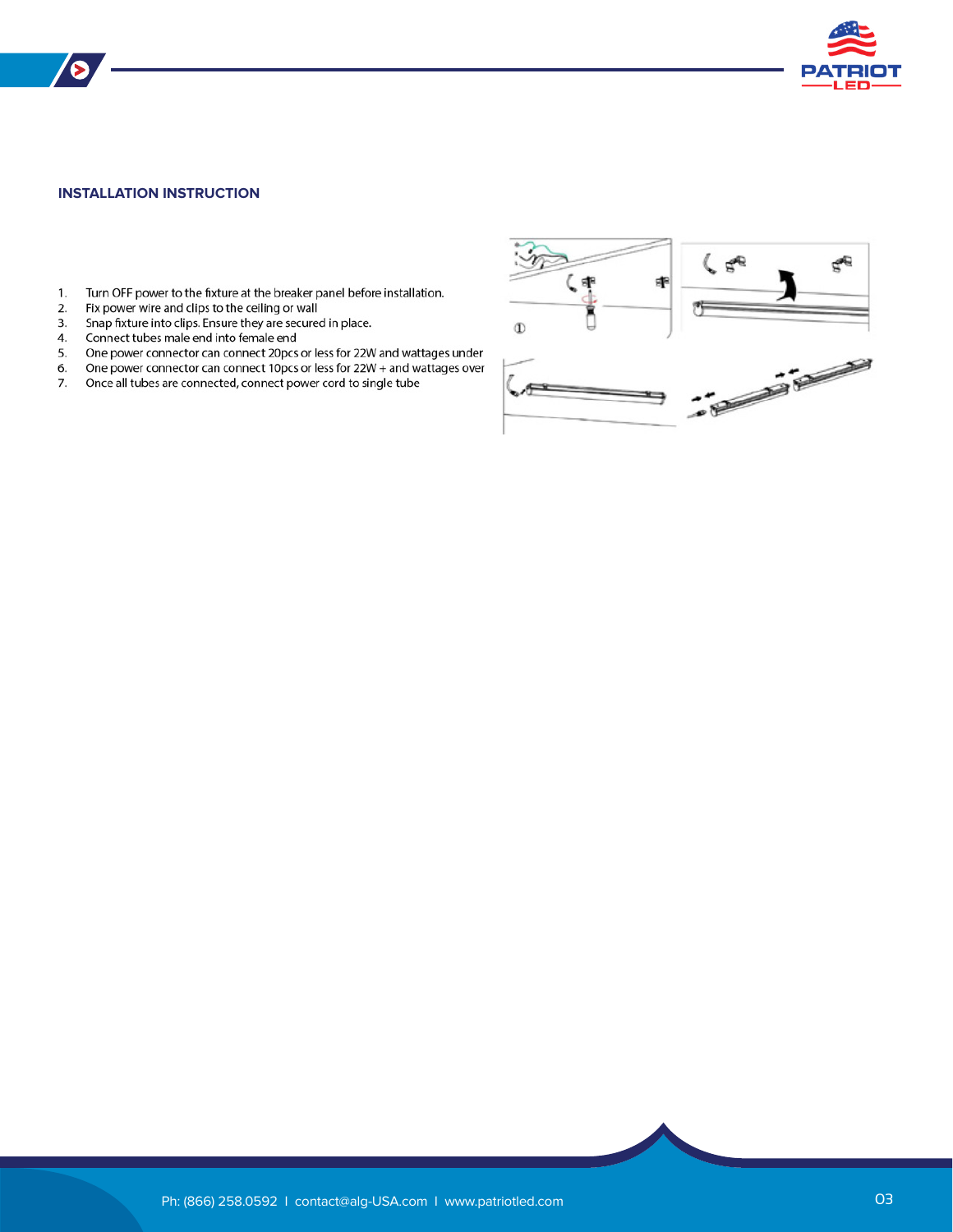### INSTALLATION INSTRUCTION

1. Turn OFF power to the fixture at the breaker panel before installation.
2. Fix power wire and clips to the ceiling or wall
3. Snap fixture into clips. Ensure they are secured in place.
4. Connect tubes male end into female end
5. One power connector can connect 20pcs or less for 22W and wattages under
6. One power connector can connect 10pcs or less for 22W + and wattages over
7. Once all tubes are connected, connect power cord to single tube